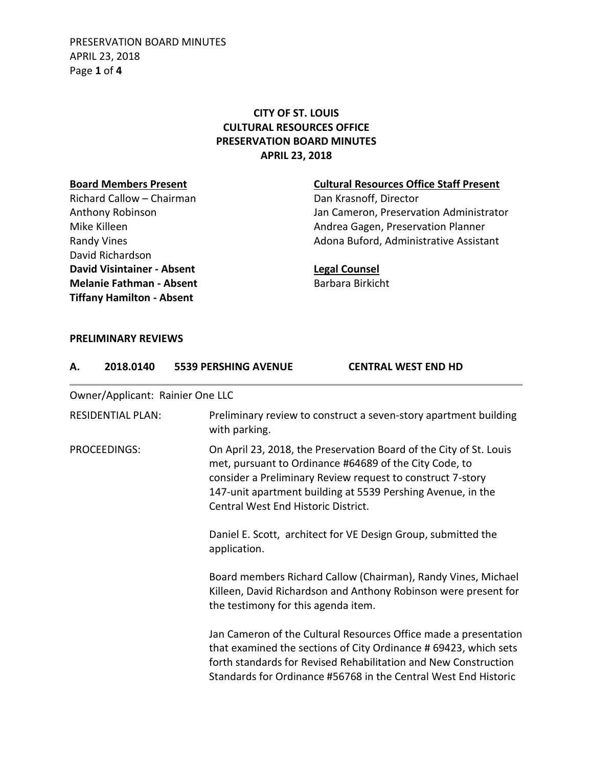**CITY OF ST. LOUIS**
**CULTURAL RESOURCES OFFICE**
**PRESERVATION BOARD MINUTES**
**APRIL 23, 2018**

**Board Members Present**
Richard Callow – Chairman
Anthony Robinson
Mike Killeen
Randy Vines
David Richardson
**David Visintainer - Absent**
**Melanie Fathman - Absent**
**Tiffany Hamilton - Absent**

**Cultural Resources Office Staff Present**
Dan Krasnoff, Director
Jan Cameron, Preservation Administrator
Andrea Gagen, Preservation Planner
Adona Buford, Administrative Assistant

**Legal Counsel**
Barbara Birkicht

**PRELIMINARY REVIEWS**

**A. 2018.0140 5539 PERSHING AVENUE CENTRAL WEST END HD**

Owner/Applicant: Rainier One LLC

RESIDENTIAL PLAN: Preliminary review to construct a seven-story apartment building with parking.

PROCEEDINGS: On April 23, 2018, the Preservation Board of the City of St. Louis met, pursuant to Ordinance #64689 of the City Code, to consider a Preliminary Review request to construct 7-story 147-unit apartment building at 5539 Pershing Avenue, in the Central West End Historic District.

Daniel E. Scott, architect for VE Design Group, submitted the application.

Board members Richard Callow (Chairman), Randy Vines, Michael Killeen, David Richardson and Anthony Robinson were present for the testimony for this agenda item.

Jan Cameron of the Cultural Resources Office made a presentation that examined the sections of City Ordinance # 69423, which sets forth standards for Revised Rehabilitation and New Construction Standards for Ordinance #56768 in the Central West End Historic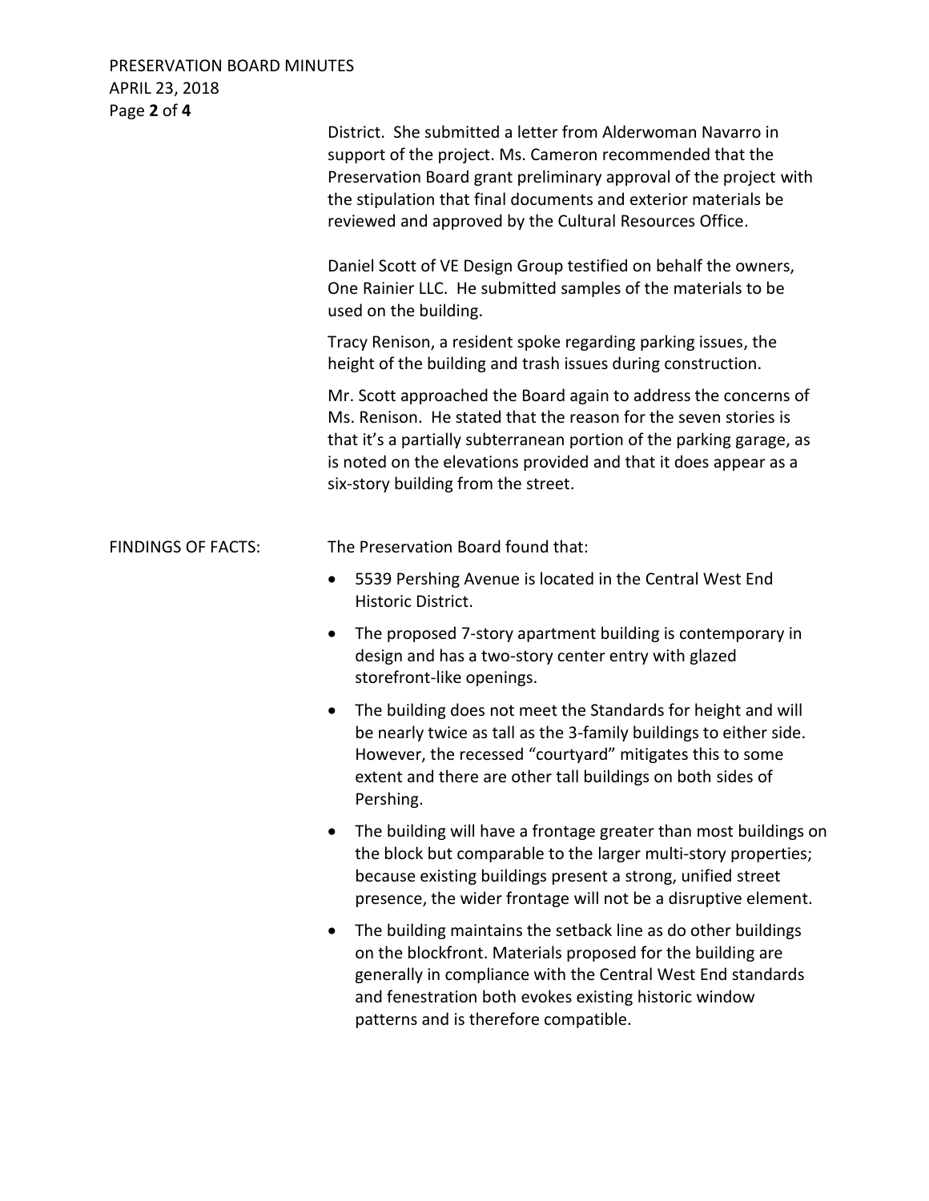District. She submitted a letter from Alderwoman Navarro in support of the project. Ms. Cameron recommended that the Preservation Board grant preliminary approval of the project with the stipulation that final documents and exterior materials be reviewed and approved by the Cultural Resources Office.

Daniel Scott of VE Design Group testified on behalf the owners, One Rainier LLC. He submitted samples of the materials to be used on the building.

Tracy Renison, a resident spoke regarding parking issues, the height of the building and trash issues during construction.

Mr. Scott approached the Board again to address the concerns of Ms. Renison. He stated that the reason for the seven stories is that it's a partially subterranean portion of the parking garage, as is noted on the elevations provided and that it does appear as a six-story building from the street.

FINDINGS OF FACTS: The Preservation Board found that:

- 5539 Pershing Avenue is located in the Central West End Historic District.
- The proposed 7-story apartment building is contemporary in design and has a two-story center entry with glazed storefront-like openings.
- The building does not meet the Standards for height and will be nearly twice as tall as the 3-family buildings to either side. However, the recessed "courtyard" mitigates this to some extent and there are other tall buildings on both sides of Pershing.
- The building will have a frontage greater than most buildings on the block but comparable to the larger multi-story properties; because existing buildings present a strong, unified street presence, the wider frontage will not be a disruptive element.
- The building maintains the setback line as do other buildings on the blockfront. Materials proposed for the building are generally in compliance with the Central West End standards and fenestration both evokes existing historic window patterns and is therefore compatible.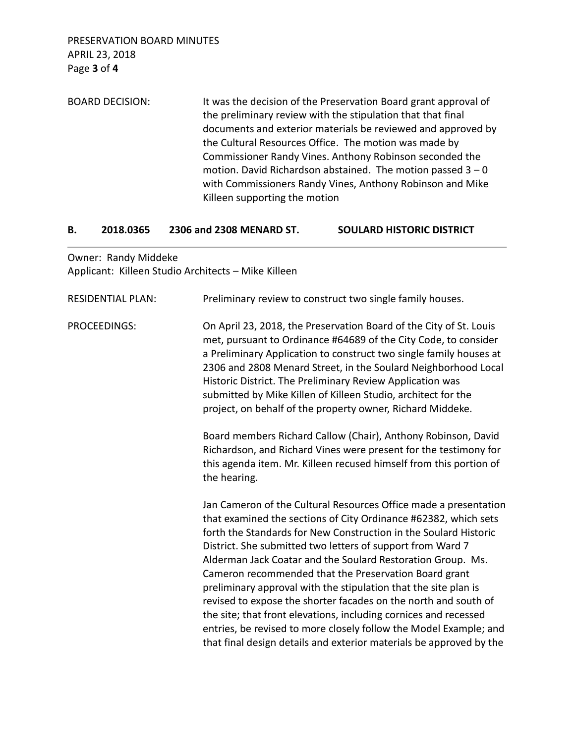BOARD DECISION: It was the decision of the Preservation Board grant approval of the preliminary review with the stipulation that that final documents and exterior materials be reviewed and approved by the Cultural Resources Office. The motion was made by Commissioner Randy Vines. Anthony Robinson seconded the motion. David Richardson abstained. The motion passed 3 – 0 with Commissioners Randy Vines, Anthony Robinson and Mike Killeen supporting the motion

## B. 2018.0365 2306 and 2308 MENARD ST. SOULARD HISTORIC DISTRICT

Owner: Randy Middeke
Applicant: Killeen Studio Architects – Mike Killeen

RESIDENTIAL PLAN: Preliminary review to construct two single family houses.

PROCEEDINGS: On April 23, 2018, the Preservation Board of the City of St. Louis met, pursuant to Ordinance #64689 of the City Code, to consider a Preliminary Application to construct two single family houses at 2306 and 2808 Menard Street, in the Soulard Neighborhood Local Historic District. The Preliminary Review Application was submitted by Mike Killen of Killeen Studio, architect for the project, on behalf of the property owner, Richard Middeke.

Board members Richard Callow (Chair), Anthony Robinson, David Richardson, and Richard Vines were present for the testimony for this agenda item. Mr. Killeen recused himself from this portion of the hearing.

Jan Cameron of the Cultural Resources Office made a presentation that examined the sections of City Ordinance #62382, which sets forth the Standards for New Construction in the Soulard Historic District. She submitted two letters of support from Ward 7 Alderman Jack Coatar and the Soulard Restoration Group. Ms. Cameron recommended that the Preservation Board grant preliminary approval with the stipulation that the site plan is revised to expose the shorter facades on the north and south of the site; that front elevations, including cornices and recessed entries, be revised to more closely follow the Model Example; and that final design details and exterior materials be approved by the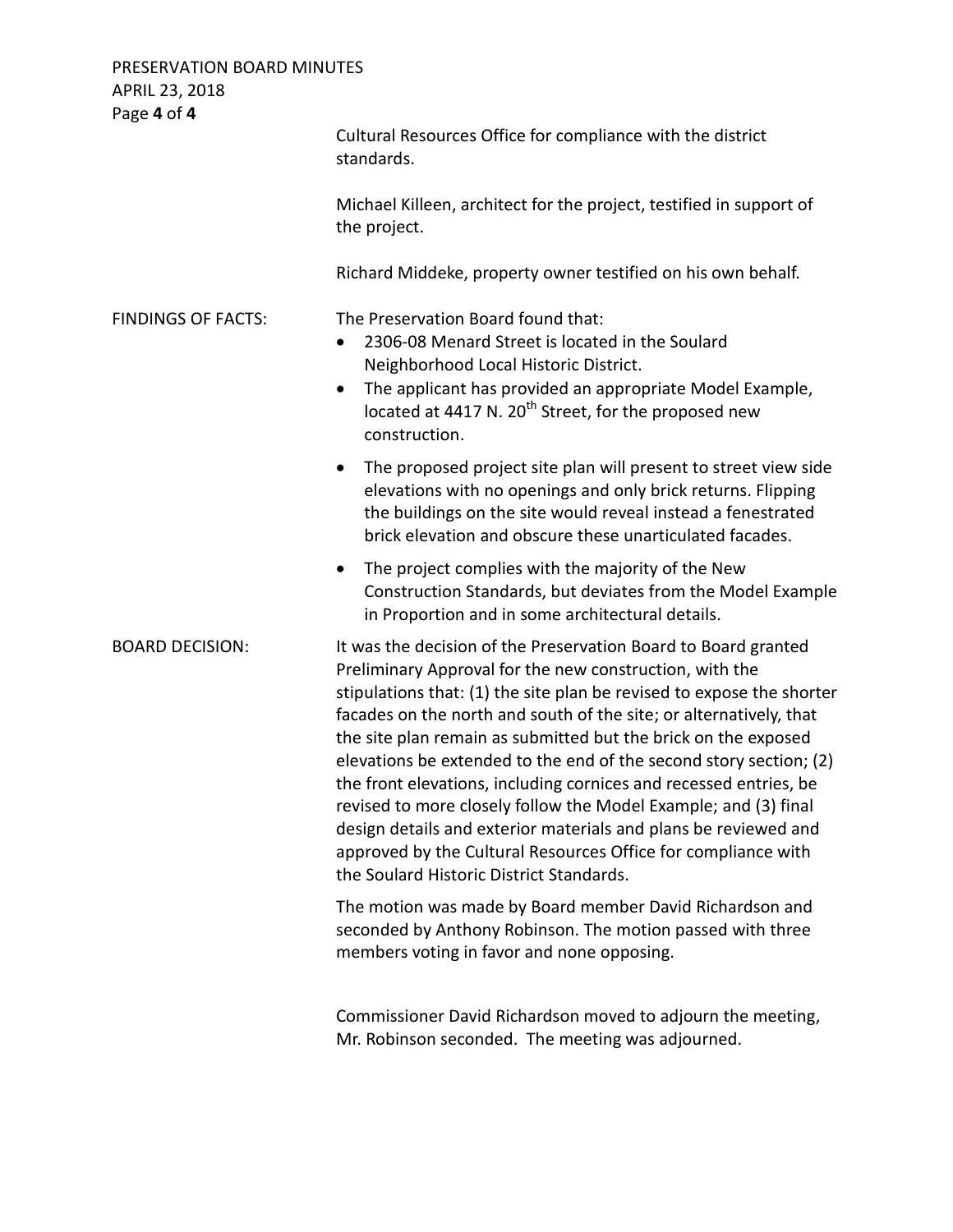Cultural Resources Office for compliance with the district standards.

Michael Killeen, architect for the project, testified in support of the project.

Richard Middeke, property owner testified on his own behalf.

FINDINGS OF FACTS: The Preservation Board found that:

- 2306-08 Menard Street is located in the Soulard Neighborhood Local Historic District.
- The applicant has provided an appropriate Model Example, located at 4417 N. 20th Street, for the proposed new construction.
- The proposed project site plan will present to street view side elevations with no openings and only brick returns. Flipping the buildings on the site would reveal instead a fenestrated brick elevation and obscure these unarticulated facades.
- The project complies with the majority of the New Construction Standards, but deviates from the Model Example in Proportion and in some architectural details.

BOARD DECISION: It was the decision of the Preservation Board to Board granted Preliminary Approval for the new construction, with the stipulations that: (1) the site plan be revised to expose the shorter facades on the north and south of the site; or alternatively, that the site plan remain as submitted but the brick on the exposed elevations be extended to the end of the second story section; (2) the front elevations, including cornices and recessed entries, be revised to more closely follow the Model Example; and (3) final design details and exterior materials and plans be reviewed and approved by the Cultural Resources Office for compliance with the Soulard Historic District Standards.

The motion was made by Board member David Richardson and seconded by Anthony Robinson. The motion passed with three members voting in favor and none opposing.

Commissioner David Richardson moved to adjourn the meeting, Mr. Robinson seconded. The meeting was adjourned.